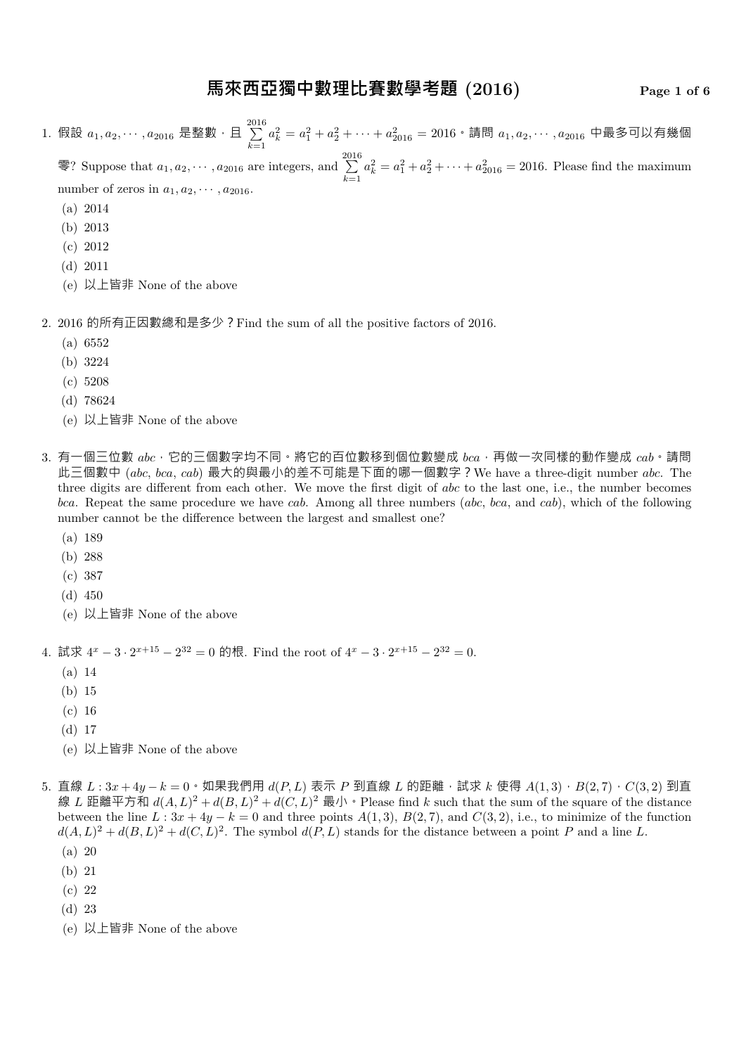# 馬來西亞獨中數理比賽數學考題 (2016)

1. 假設 $a_1, a_2, \cdots, a_{2016}$ 是整數，且 $\sum_{k=1}^{2016} a_k^2 = a_1^2 + a_2^2 + \cdots + a_{2016}^2 = 2016$。請問 $a_1, a_2, \cdots, a_{2016}$ 中最多可以有幾個零? Suppose that $a_1, a_2, \cdots, a_{2016}$ are integers, and $\sum_{k=1}^{2016} a_k^2 = a_1^2 + a_2^2 + \cdots + a_{2016}^2 = 2016$. Please find the maximum number of zeros in $a_1, a_2, \cdots, a_{2016}$.
   - (a) 2014
   - (b) 2013
   - (c) 2012
   - (d) 2011
   - (e) 以上皆非 None of the above

2. 2016 的所有正因數總和是多少？Find the sum of all the positive factors of 2016.
   - (a) 6552
   - (b) 3224
   - (c) 5208
   - (d) 78624
   - (e) 以上皆非 None of the above

3. 有一個三位數 $abc$，它的三個數字均不同。將它的百位數移到個位數變成 $bca$，再做一次同樣的動作變成 $cab$。請問此三個數中 ($abc$, $bca$, $cab$) 最大的與最小的差不可能是下面的哪一個數字？We have a three-digit number $abc$. The three digits are different from each other. We move the first digit of $abc$ to the last one, i.e., the number becomes $bca$. Repeat the same procedure we have $cab$. Among all three numbers ($abc$, $bca$, and $cab$), which of the following number cannot be the difference between the largest and smallest one?
   - (a) 189
   - (b) 288
   - (c) 387
   - (d) 450
   - (e) 以上皆非 None of the above

4. 試求 $4^x - 3 \cdot 2^{x+15} - 2^{32} = 0$ 的根. Find the root of $4^x - 3 \cdot 2^{x+15} - 2^{32} = 0$.
   - (a) 14
   - (b) 15
   - (c) 16
   - (d) 17
   - (e) 以上皆非 None of the above

5. 直線 $L: 3x + 4y - k = 0$。如果我們用 $d(P, L)$ 表示 $P$ 到直線 $L$ 的距離，試求 $k$ 使得 $A(1, 3)$，$B(2, 7)$，$C(3, 2)$ 到直線 $L$ 距離平方和 $d(A, L)^2 + d(B, L)^2 + d(C, L)^2$ 最小。Please find $k$ such that the sum of the square of the distance between the line $L: 3x + 4y - k = 0$ and three points $A(1, 3)$, $B(2, 7)$, and $C(3, 2)$, i.e., to minimize of the function $d(A, L)^2 + d(B, L)^2 + d(C, L)^2$. The symbol $d(P, L)$ stands for the distance between a point $P$ and a line $L$.
   - (a) 20
   - (b) 21
   - (c) 22
   - (d) 23
   - (e) 以上皆非 None of the above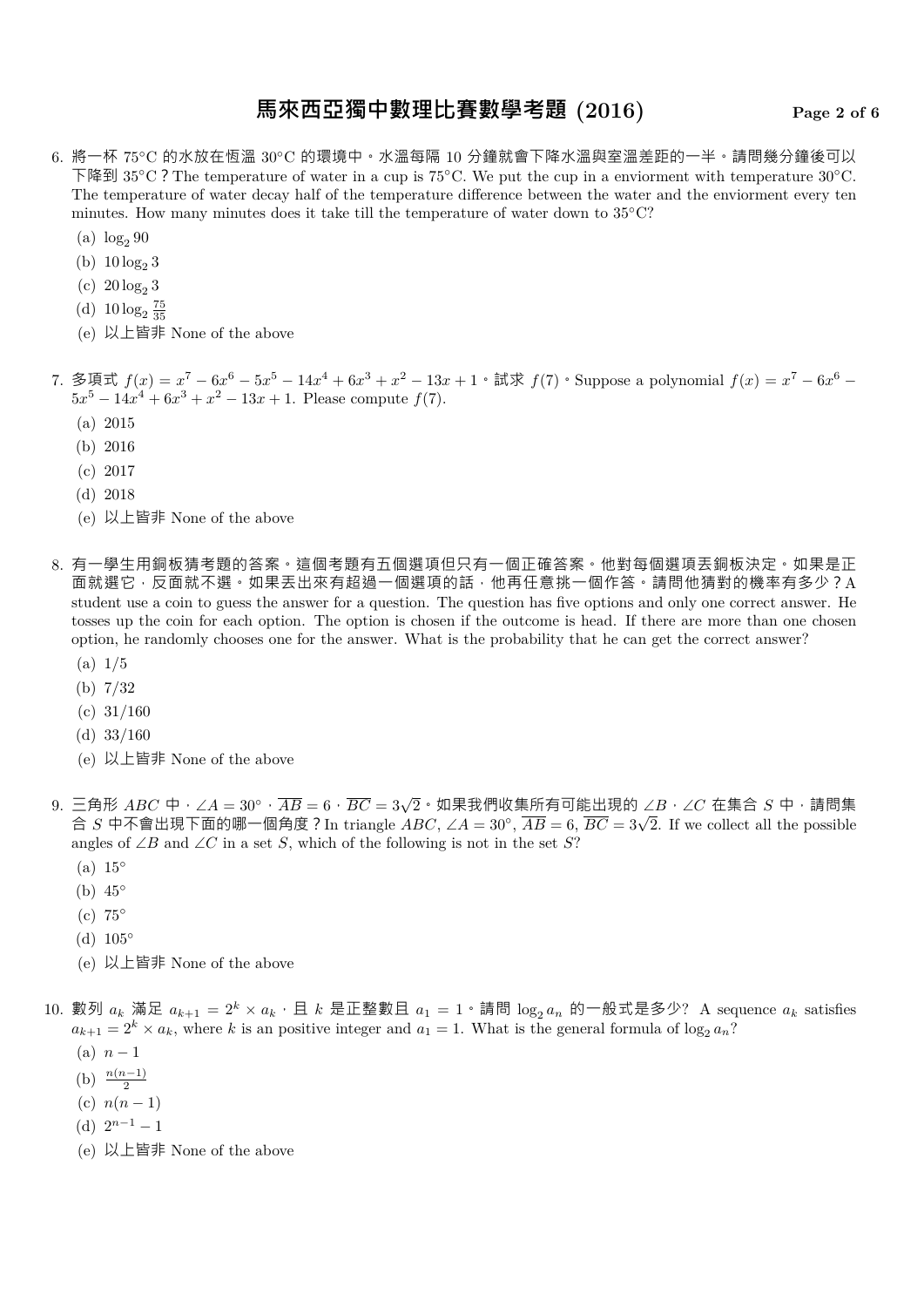6. 將一杯 75°C 的水放在恆溫 30°C 的環境中。水溫每隔 10 分鐘就會下降水溫與室溫差距的一半。請問幾分鐘後可以下降到 35°C？The temperature of water in a cup is 75°C. We put the cup in a enviorment with temperature 30°C. The temperature of water decay half of the temperature difference between the water and the enviorment every ten minutes. How many minutes does it take till the temperature of water down to 35°C?

   (a) $\log_2 90$

   (b) $10\log_2 3$

   (c) $20\log_2 3$

   (d) $10\log_2 \frac{75}{35}$

   (e) 以上皆非 None of the above

7. 多項式 $f(x) = x^7 - 6x^6 - 5x^5 - 14x^4 + 6x^3 + x^2 - 13x + 1$。試求 $f(7)$。Suppose a polynomial $f(x) = x^7 - 6x^6 - 5x^5 - 14x^4 + 6x^3 + x^2 - 13x + 1$. Please compute $f(7)$.

   (a) 2015

   (b) 2016

   (c) 2017

   (d) 2018

   (e) 以上皆非 None of the above

8. 有一學生用銅板猜考題的答案。這個考題有五個選項但只有一個正確答案。他對每個選項丟銅板決定。如果是正面就選它，反面就不選。如果丟出來有超過一個選項的話，他再任意挑一個作答。請問他猜對的機率有多少？A student use a coin to guess the answer for a question. The question has five options and only one correct answer. He tosses up the coin for each option. The option is chosen if the outcome is head. If there are more than one chosen option, he randomly chooses one for the answer. What is the probability that he can get the correct answer?

   (a) 1/5

   (b) 7/32

   (c) 31/160

   (d) 33/160

   (e) 以上皆非 None of the above

9. 三角形 $ABC$ 中，$\angle A = 30°$，$\overline{AB} = 6$，$\overline{BC} = 3\sqrt{2}$。如果我們收集所有可能出現的 $\angle B$，$\angle C$ 在集合 $S$ 中，請問集合 $S$ 中不會出現下面的哪一個角度？In triangle $ABC$, $\angle A = 30°$, $\overline{AB} = 6$, $\overline{BC} = 3\sqrt{2}$. If we collect all the possible angles of $\angle B$ and $\angle C$ in a set $S$, which of the following is not in the set $S$?

   (a) 15°

   (b) 45°

   (c) 75°

   (d) 105°

   (e) 以上皆非 None of the above

10. 數列 $a_k$ 滿足 $a_{k+1} = 2^k \times a_k$，且 $k$ 是正整數且 $a_1 = 1$。請問 $\log_2 a_n$ 的一般式是多少? A sequence $a_k$ satisfies $a_{k+1} = 2^k \times a_k$, where $k$ is an positive integer and $a_1 = 1$. What is the general formula of $\log_2 a_n$?

    (a) $n - 1$

    (b) $\frac{n(n-1)}{2}$

    (c) $n(n-1)$

    (d) $2^{n-1} - 1$

    (e) 以上皆非 None of the above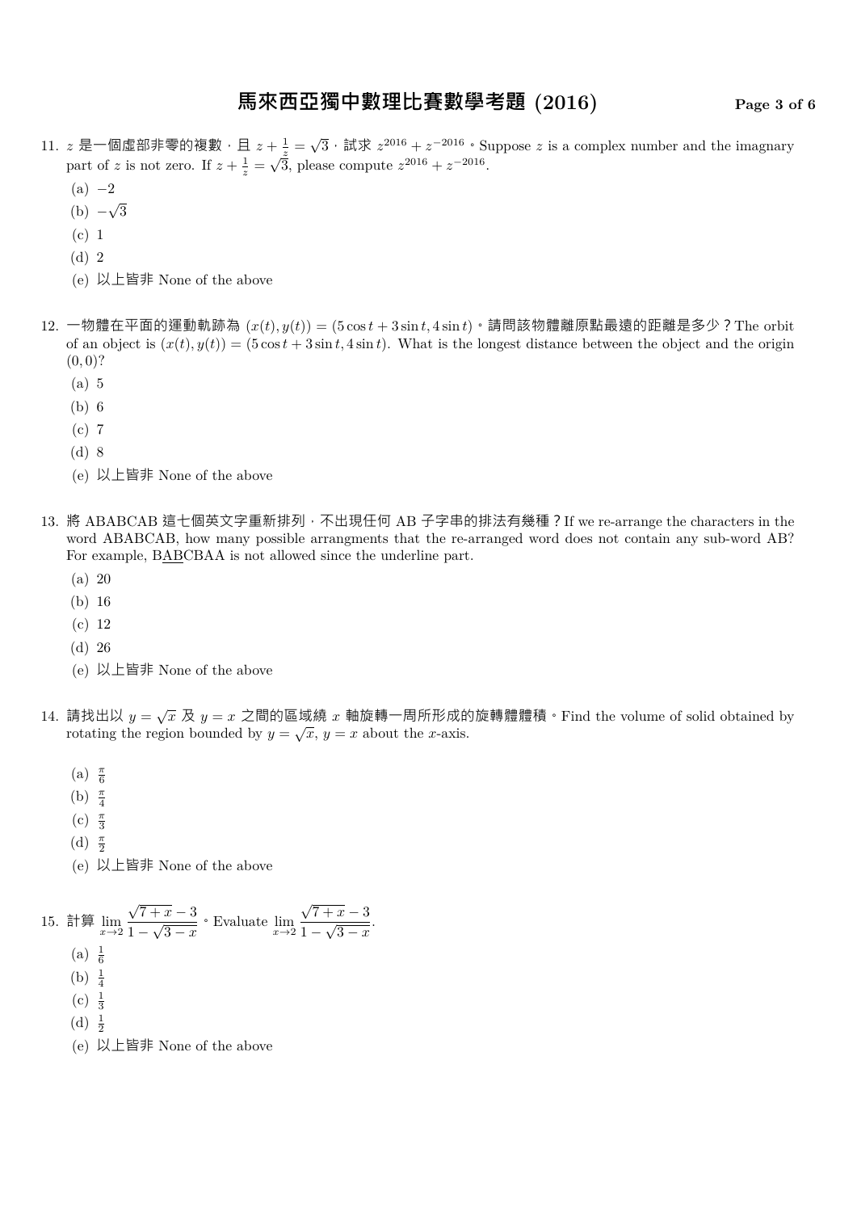11. $z$ 是一個虛部非零的複數，且 $z + \frac{1}{z} = \sqrt{3}$，試求 $z^{2016} + z^{-2016}$。Suppose $z$ is a complex number and the imagnary part of $z$ is not zero. If $z + \frac{1}{z} = \sqrt{3}$, please compute $z^{2016} + z^{-2016}$.

    (a) $-2$

    (b) $-\sqrt{3}$

    (c) 1

    (d) 2

    (e) 以上皆非 None of the above

12. 一物體在平面的運動軌跡為 $(x(t), y(t)) = (5\cos t + 3\sin t, 4\sin t)$。請問該物體離原點最遠的距離是多少？The orbit of an object is $(x(t), y(t)) = (5\cos t + 3\sin t, 4\sin t)$. What is the longest distance between the object and the origin $(0, 0)$?

    (a) 5

    (b) 6

    (c) 7

    (d) 8

    (e) 以上皆非 None of the above

13. 將 ABABCAB 這七個英文字重新排列，不出現任何 AB 子字串的排法有幾種？If we re-arrange the characters in the word ABABCAB, how many possible arrangments that the re-arranged word does not contain any sub-word AB? For example, B<u>AB</u>CBAA is not allowed since the underline part.

    (a) 20

    (b) 16

    (c) 12

    (d) 26

    (e) 以上皆非 None of the above

14. 請找出以 $y = \sqrt{x}$ 及 $y = x$ 之間的區域繞 $x$ 軸旋轉一周所形成的旋轉體體積。Find the volume of solid obtained by rotating the region bounded by $y = \sqrt{x}$, $y = x$ about the $x$-axis.

    (a) $\frac{\pi}{6}$

    (b) $\frac{\pi}{4}$

    (c) $\frac{\pi}{3}$

    (d) $\frac{\pi}{2}$

    (e) 以上皆非 None of the above

15. 計算 $\lim\limits_{x \to 2} \dfrac{\sqrt{7+x} - 3}{1 - \sqrt{3-x}}$。Evaluate $\lim\limits_{x \to 2} \dfrac{\sqrt{7+x} - 3}{1 - \sqrt{3-x}}$.

    (a) $\frac{1}{6}$

    (b) $\frac{1}{4}$

    (c) $\frac{1}{3}$

    (d) $\frac{1}{2}$

    (e) 以上皆非 None of the above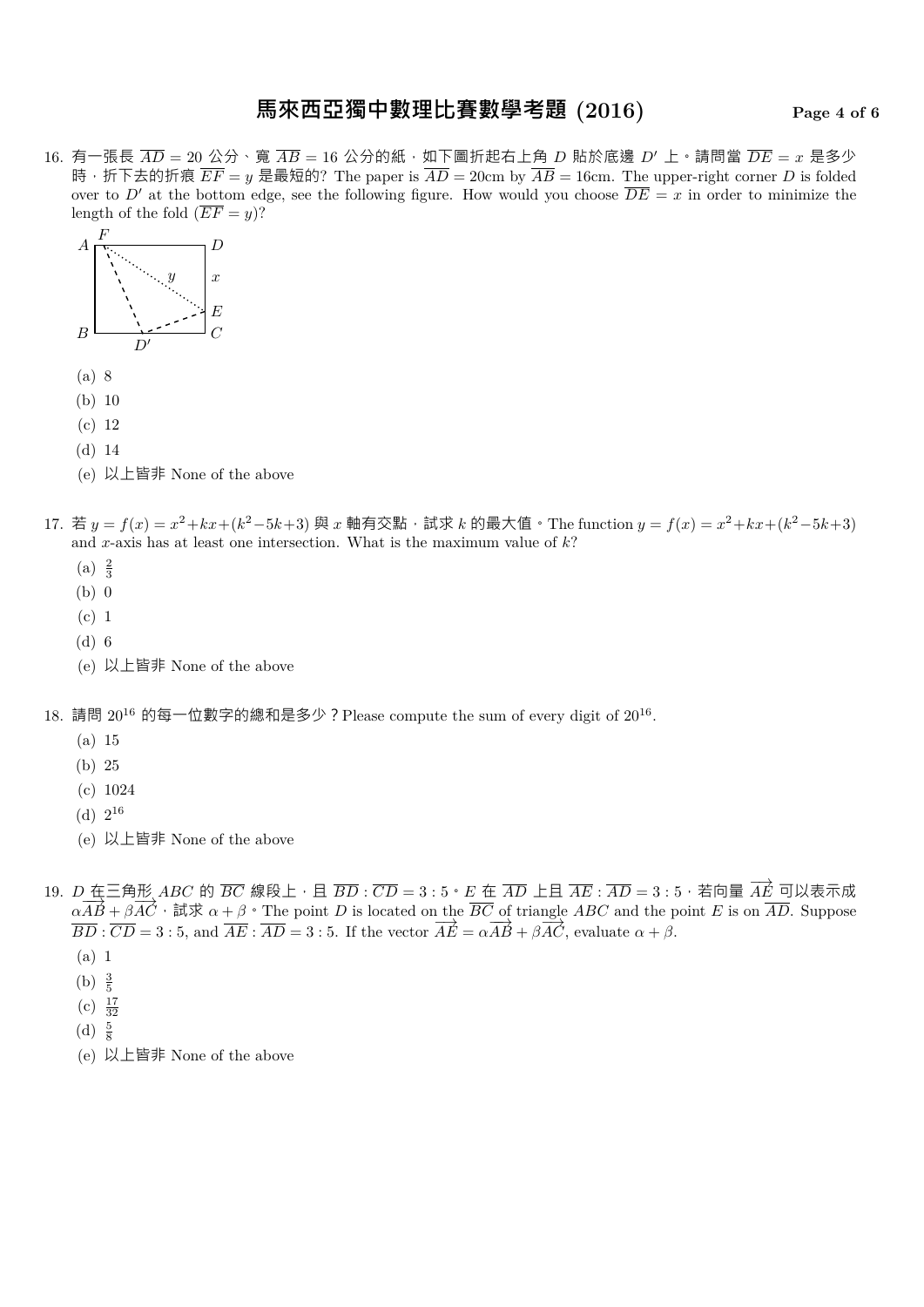16. 有一張長 $\overline{AD} = 20$ 公分、寬 $\overline{AB} = 16$ 公分的紙，如下圖折起右上角 $D$ 貼於底邊 $D'$ 上。請問當 $\overline{DE} = x$ 是多少時，折下去的折痕 $\overline{EF} = y$ 是最短的? The paper is $\overline{AD} = 20$cm by $\overline{AB} = 16$cm. The upper-right corner $D$ is folded over to $D'$ at the bottom edge, see the following figure. How would you choose $\overline{DE} = x$ in order to minimize the length of the fold ($\overline{EF} = y$)?

   (a) 8
   (b) 10
   (c) 12
   (d) 14
   (e) 以上皆非 None of the above

17. 若 $y = f(x) = x^2 + kx + (k^2 - 5k + 3)$ 與 $x$ 軸有交點，試求 $k$ 的最大值。The function $y = f(x) = x^2 + kx + (k^2 - 5k + 3)$ and $x$-axis has at least one intersection. What is the maximum value of $k$?

   (a) $\frac{2}{3}$
   (b) 0
   (c) 1
   (d) 6
   (e) 以上皆非 None of the above

18. 請問 $20^{16}$ 的每一位數字的總和是多少？Please compute the sum of every digit of $20^{16}$.

   (a) 15
   (b) 25
   (c) 1024
   (d) $2^{16}$
   (e) 以上皆非 None of the above

19. $D$ 在三角形 $ABC$ 的 $\overline{BC}$ 線段上，且 $\overline{BD} : \overline{CD} = 3 : 5$。$E$ 在 $\overline{AD}$ 上且 $\overline{AE} : \overline{AD} = 3 : 5$，若向量 $\overrightarrow{AE}$ 可以表示成 $\alpha\overrightarrow{AB} + \beta\overrightarrow{AC}$，試求 $\alpha + \beta$。The point $D$ is located on the $\overline{BC}$ of triangle $ABC$ and the point $E$ is on $\overline{AD}$. Suppose $\overline{BD} : \overline{CD} = 3 : 5$, and $\overline{AE} : \overline{AD} = 3 : 5$. If the vector $\overrightarrow{AE} = \alpha\overrightarrow{AB} + \beta\overrightarrow{AC}$, evaluate $\alpha + \beta$.

   (a) 1
   (b) $\frac{3}{5}$
   (c) $\frac{17}{32}$
   (d) $\frac{5}{8}$
   (e) 以上皆非 None of the above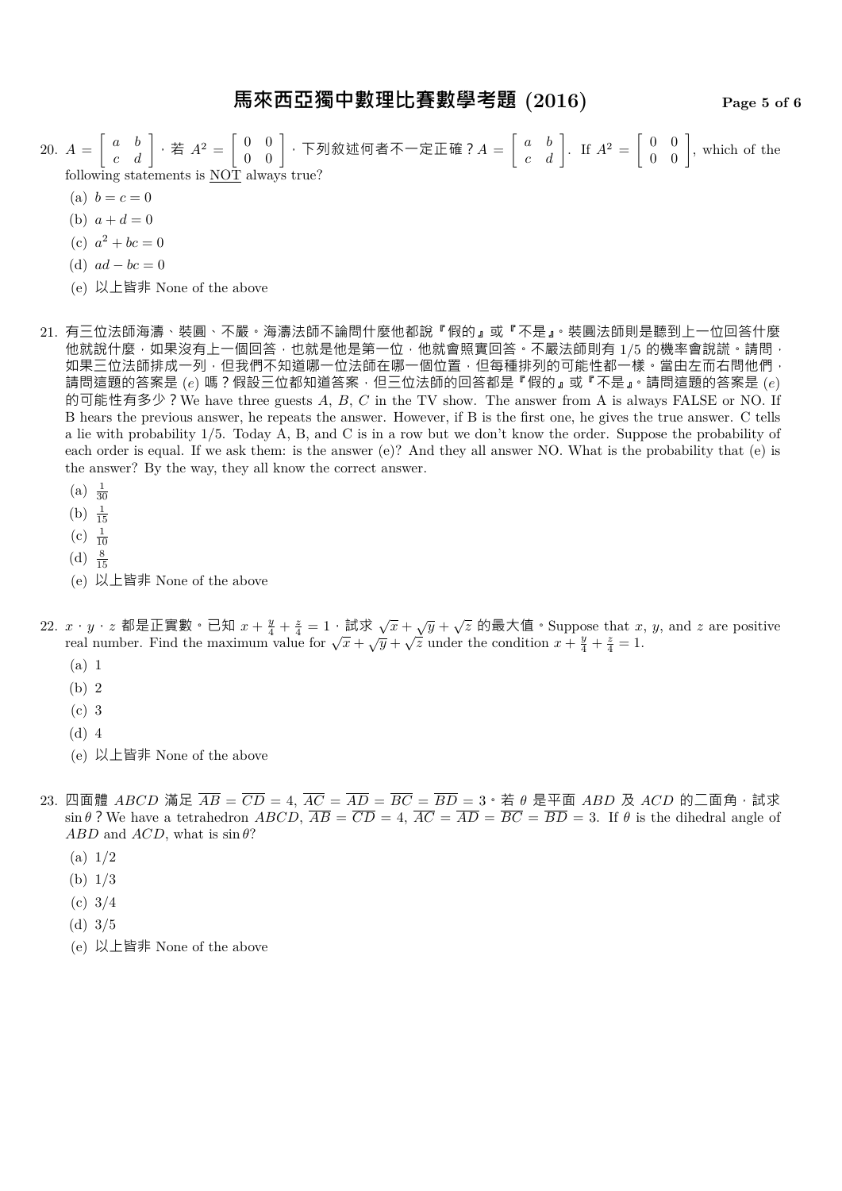20. $A = \begin{bmatrix} a & b \\ c & d \end{bmatrix}$，若 $A^2 = \begin{bmatrix} 0 & 0 \\ 0 & 0 \end{bmatrix}$，下列敘述何者不一定正確？$A = \begin{bmatrix} a & b \\ c & d \end{bmatrix}$. If $A^2 = \begin{bmatrix} 0 & 0 \\ 0 & 0 \end{bmatrix}$, which of the following statements is NOT always true?

   (a) $b = c = 0$

   (b) $a + d = 0$

   (c) $a^2 + bc = 0$

   (d) $ad - bc = 0$

   (e) 以上皆非 None of the above

21. 有三位法師海濤、裝圓、不嚴。海濤法師不論問什麼他都說『假的』或『不是』。裝圓法師則是聽到上一位回答什麼他就說什麼，如果沒有上一個回答，也就是他是第一位，他就會照實回答。不嚴法師則有 1/5 的機率會說謊。請問，如果三位法師排成一列，但我們不知道哪一位法師在哪一個位置，但每種排列的可能性都一樣。當由左而右問他們，請問這題的答案是 $(e)$ 嗎？假設三位都知道答案，但三位法師的回答都是『假的』或『不是』。請問這題的答案是 $(e)$ 的可能性有多少？We have three guests $A$, $B$, $C$ in the TV show. The answer from A is always FALSE or NO. If B hears the previous answer, he repeats the answer. However, if B is the first one, he gives the true answer. C tells a lie with probability 1/5. Today A, B, and C is in a row but we don't know the order. Suppose the probability of each order is equal. If we ask them: is the answer (e)? And they all answer NO. What is the probability that (e) is the answer? By the way, they all know the correct answer.

   (a) $\frac{1}{30}$

   (b) $\frac{1}{15}$

   (c) $\frac{1}{10}$

   (d) $\frac{8}{15}$

   (e) 以上皆非 None of the above

22. $x$、$y$、$z$ 都是正實數。已知 $x + \frac{y}{4} + \frac{z}{4} = 1$，試求 $\sqrt{x} + \sqrt{y} + \sqrt{z}$ 的最大值。Suppose that $x$, $y$, and $z$ are positive real number. Find the maximum value for $\sqrt{x} + \sqrt{y} + \sqrt{z}$ under the condition $x + \frac{y}{4} + \frac{z}{4} = 1$.

   (a) 1

   (b) 2

   (c) 3

   (d) 4

   (e) 以上皆非 None of the above

23. 四面體 $ABCD$ 滿足 $\overline{AB} = \overline{CD} = 4$, $\overline{AC} = \overline{AD} = \overline{BC} = \overline{BD} = 3$。若 $\theta$ 是平面 $ABD$ 及 $ACD$ 的二面角，試求 $\sin\theta$？We have a tetrahedron $ABCD$, $\overline{AB} = \overline{CD} = 4$, $\overline{AC} = \overline{AD} = \overline{BC} = \overline{BD} = 3$. If $\theta$ is the dihedral angle of $ABD$ and $ACD$, what is $\sin\theta$?

   (a) 1/2

   (b) 1/3

   (c) 3/4

   (d) 3/5

   (e) 以上皆非 None of the above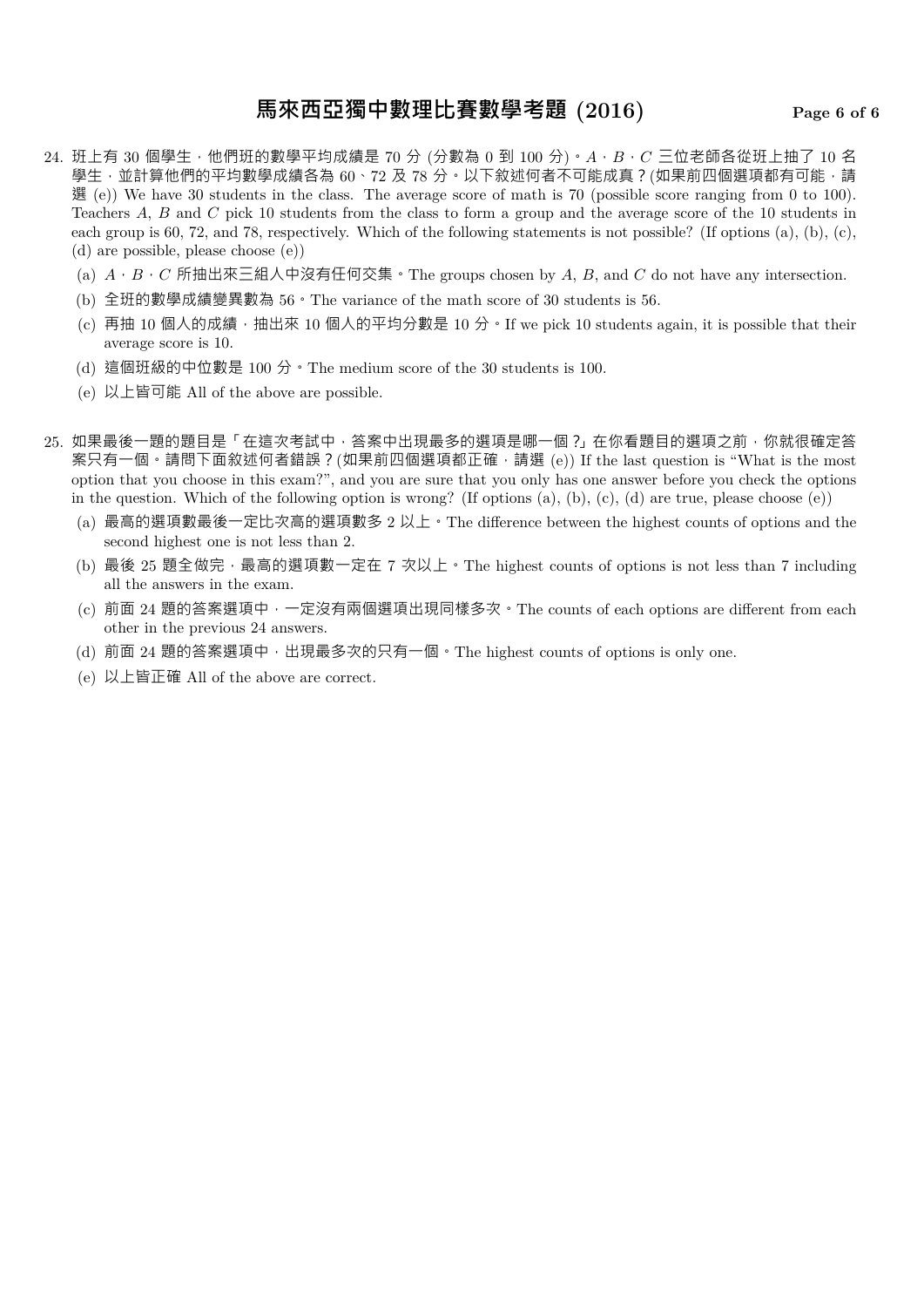24. 班上有 30 個學生，他們班的數學平均成績是 70 分 (分數為 0 到 100 分)。$A$，$B$，$C$ 三位老師各從班上抽了 10 名學生，並計算他們的平均數學成績各為 60、72 及 78 分。以下敘述何者不可能成真？(如果前四個選項都有可能，請選 (e)) We have 30 students in the class. The average score of math is 70 (possible score ranging from 0 to 100). Teachers $A$, $B$ and $C$ pick 10 students from the class to form a group and the average score of the 10 students in each group is 60, 72, and 78, respectively. Which of the following statements is not possible? (If options (a), (b), (c), (d) are possible, please choose (e))

   (a) $A$，$B$，$C$ 所抽出來三組人中沒有任何交集。The groups chosen by $A$, $B$, and $C$ do not have any intersection.

   (b) 全班的數學成績變異數為 56。The variance of the math score of 30 students is 56.

   (c) 再抽 10 個人的成績，抽出來 10 個人的平均分數是 10 分。If we pick 10 students again, it is possible that their average score is 10.

   (d) 這個班級的中位數是 100 分。The medium score of the 30 students is 100.

   (e) 以上皆可能 All of the above are possible.

25. 如果最後一題的題目是「在這次考試中，答案中出現最多的選項是哪一個？」在你看題目的選項之前，你就很確定答案只有一個。請問下面敘述何者錯誤？(如果前四個選項都正確，請選 (e)) If the last question is "What is the most option that you choose in this exam?", and you are sure that you only has one answer before you check the options in the question. Which of the following option is wrong? (If options (a), (b), (c), (d) are true, please choose (e))

   (a) 最高的選項數最後一定比次高的選項數多 2 以上。The difference between the highest counts of options and the second highest one is not less than 2.

   (b) 最後 25 題全做完，最高的選項數一定在 7 次以上。The highest counts of options is not less than 7 including all the answers in the exam.

   (c) 前面 24 題的答案選項中，一定沒有兩個選項出現同樣多次。The counts of each options are different from each other in the previous 24 answers.

   (d) 前面 24 題的答案選項中，出現最多次的只有一個。The highest counts of options is only one.

   (e) 以上皆正確 All of the above are correct.